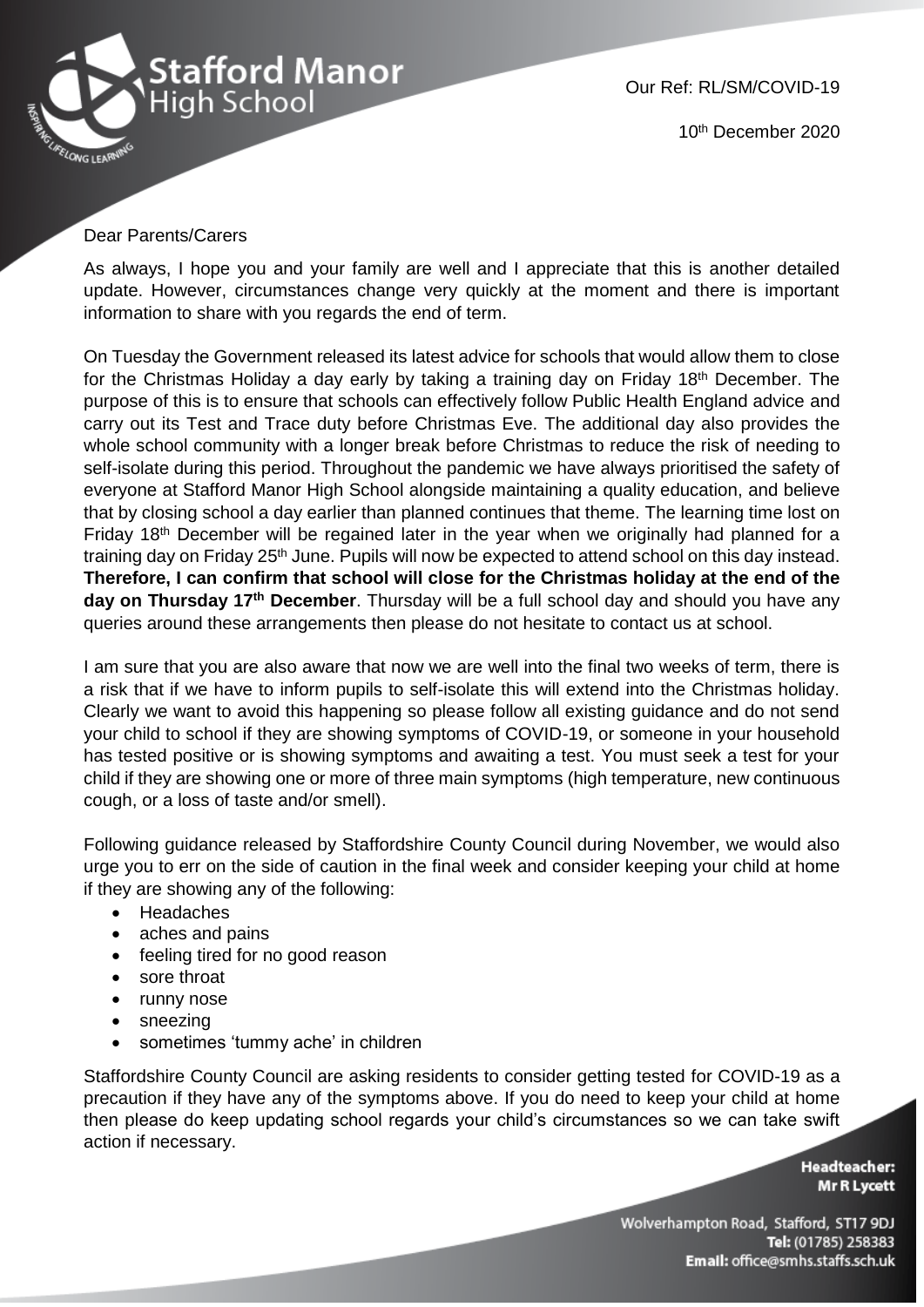Stafford Manor High School

Our Ref: RL/SM/COVID-19

10th December 2020

Dear Parents/Carers

As always, I hope you and your family are well and I appreciate that this is another detailed update. However, circumstances change very quickly at the moment and there is important information to share with you regards the end of term.

On Tuesday the Government released its latest advice for schools that would allow them to close for the Christmas Holiday a day early by taking a training day on Friday 18th December. The purpose of this is to ensure that schools can effectively follow Public Health England advice and carry out its Test and Trace duty before Christmas Eve. The additional day also provides the whole school community with a longer break before Christmas to reduce the risk of needing to self-isolate during this period. Throughout the pandemic we have always prioritised the safety of everyone at Stafford Manor High School alongside maintaining a quality education, and believe that by closing school a day earlier than planned continues that theme. The learning time lost on Friday 18th December will be regained later in the year when we originally had planned for a training day on Friday 25th June. Pupils will now be expected to attend school on this day instead. **Therefore, I can confirm that school will close for the Christmas holiday at the end of the day on Thursday 17th December**. Thursday will be a full school day and should you have any queries around these arrangements then please do not hesitate to contact us at school.

I am sure that you are also aware that now we are well into the final two weeks of term, there is a risk that if we have to inform pupils to self-isolate this will extend into the Christmas holiday. Clearly we want to avoid this happening so please follow all existing guidance and do not send your child to school if they are showing symptoms of COVID-19, or someone in your household has tested positive or is showing symptoms and awaiting a test. You must seek a test for your child if they are showing one or more of three main symptoms (high temperature, new continuous cough, or a loss of taste and/or smell).

Following guidance released by Staffordshire County Council during November, we would also urge you to err on the side of caution in the final week and consider keeping your child at home if they are showing any of the following:

- Headaches
- aches and pains
- feeling tired for no good reason
- sore throat
- runny nose
- sneezing
- sometimes 'tummy ache' in children

Staffordshire County Council are asking residents to consider getting tested for COVID-19 as a precaution if they have any of the symptoms above. If you do need to keep your child at home then please do keep updating school regards your child's circumstances so we can take swift action if necessary.

**Headteacher:**
**Mr R Lycett**

Wolverhampton Road, Stafford, ST17 9DJ
**Tel:** (01785) 258383
**Email:** office@smhs.staffs.sch.uk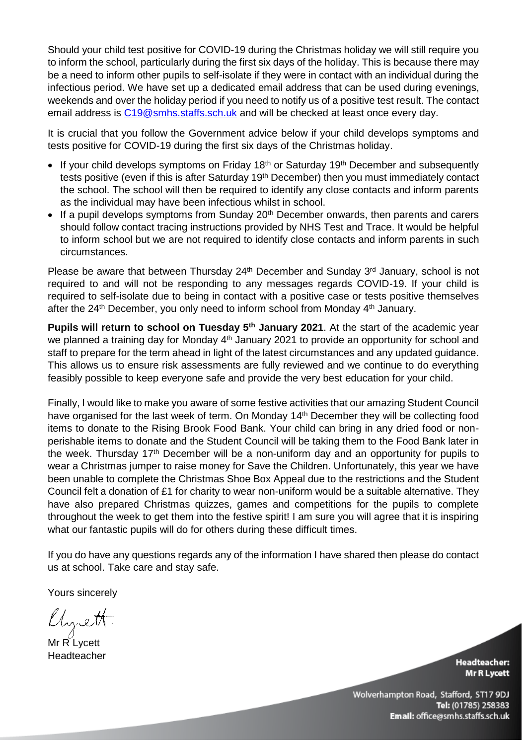Should your child test positive for COVID-19 during the Christmas holiday we will still require you to inform the school, particularly during the first six days of the holiday. This is because there may be a need to inform other pupils to self-isolate if they were in contact with an individual during the infectious period. We have set up a dedicated email address that can be used during evenings, weekends and over the holiday period if you need to notify us of a positive test result. The contact email address is C19@smhs.staffs.sch.uk and will be checked at least once every day.

It is crucial that you follow the Government advice below if your child develops symptoms and tests positive for COVID-19 during the first six days of the Christmas holiday.

- If your child develops symptoms on Friday 18th or Saturday 19th December and subsequently tests positive (even if this is after Saturday 19th December) then you must immediately contact the school. The school will then be required to identify any close contacts and inform parents as the individual may have been infectious whilst in school.
- If a pupil develops symptoms from Sunday 20th December onwards, then parents and carers should follow contact tracing instructions provided by NHS Test and Trace. It would be helpful to inform school but we are not required to identify close contacts and inform parents in such circumstances.

Please be aware that between Thursday 24th December and Sunday 3rd January, school is not required to and will not be responding to any messages regards COVID-19. If your child is required to self-isolate due to being in contact with a positive case or tests positive themselves after the 24th December, you only need to inform school from Monday 4th January.

**Pupils will return to school on Tuesday 5th January 2021**. At the start of the academic year we planned a training day for Monday 4th January 2021 to provide an opportunity for school and staff to prepare for the term ahead in light of the latest circumstances and any updated guidance. This allows us to ensure risk assessments are fully reviewed and we continue to do everything feasibly possible to keep everyone safe and provide the very best education for your child.

Finally, I would like to make you aware of some festive activities that our amazing Student Council have organised for the last week of term. On Monday 14th December they will be collecting food items to donate to the Rising Brook Food Bank. Your child can bring in any dried food or non-perishable items to donate and the Student Council will be taking them to the Food Bank later in the week. Thursday 17th December will be a non-uniform day and an opportunity for pupils to wear a Christmas jumper to raise money for Save the Children. Unfortunately, this year we have been unable to complete the Christmas Shoe Box Appeal due to the restrictions and the Student Council felt a donation of £1 for charity to wear non-uniform would be a suitable alternative. They have also prepared Christmas quizzes, games and competitions for the pupils to complete throughout the week to get them into the festive spirit! I am sure you will agree that it is inspiring what our fantastic pupils will do for others during these difficult times.

If you do have any questions regards any of the information I have shared then please do contact us at school. Take care and stay safe.

Yours sincerely

Mr R Lycett
Headteacher

**Headteacher:**
**Mr R Lycett**

Wolverhampton Road, Stafford, ST17 9DJ
**Tel:** (01785) 258383
**Email:** office@smhs.staffs.sch.uk